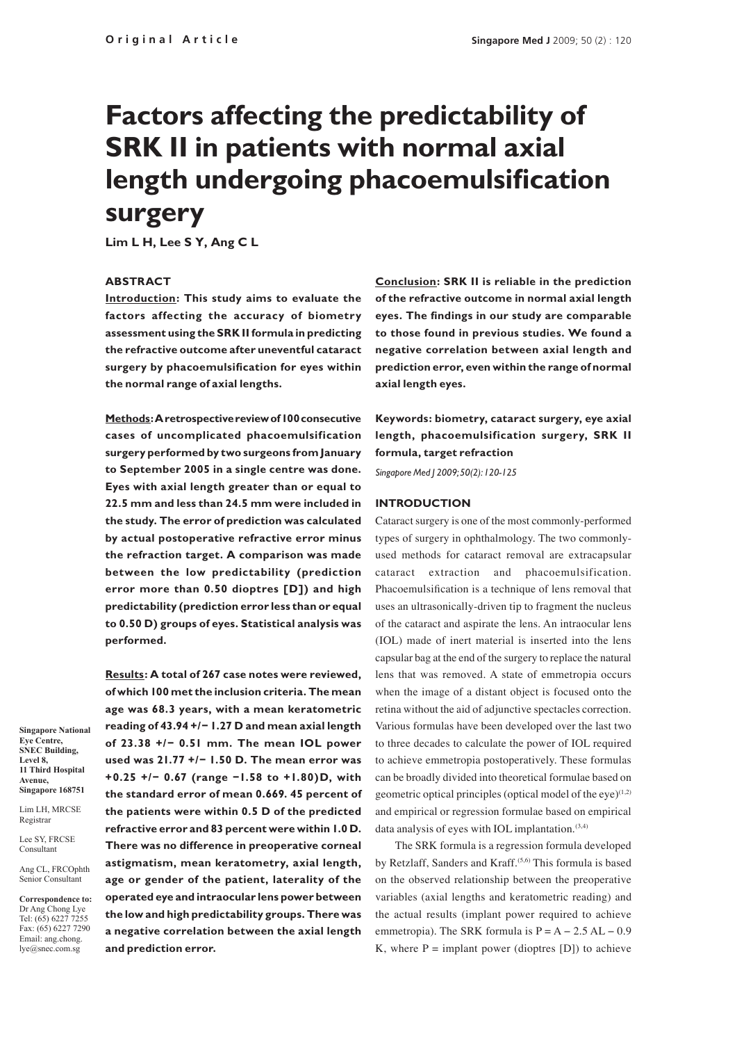Original Article

# Factors affecting the predictability of SRK II in patients with normal axial length undergoing phacoemulsification surgery

**Lim L H, Lee S Y, Ang C L**

## ABSTRACT

**Introduction: This study aims to evaluate the factors affecting the accuracy of biometry assessment using the SRK II formula in predicting the refractive outcome after uneventful cataract surgery by phacoemulsification for eyes within the normal range of axial lengths.**

**Methods: A retrospective review of 100 consecutive cases of uncomplicated phacoemulsification surgery performed by two surgeons from January to September 2005 in a single centre was done. Eyes with axial length greater than or equal to 22.5 mm and less than 24.5 mm were included in the study. The error of prediction was calculated by actual postoperative refractive error minus the refraction target. A comparison was made between the low predictability (prediction error more than 0.50 dioptres [D]) and high predictability (prediction error less than or equal to 0.50 D) groups of eyes. Statistical analysis was performed.**

**Results: A total of 267 case notes were reviewed, of which 100 met the inclusion criteria. The mean age was 68.3 years, with a mean keratometric reading of 43.94 +/− 1.27 D and mean axial length of 23.38 +/− 0.51 mm. The mean IOL power used was 21.77 +/− 1.50 D. The mean error was +0.25 +/− 0.67 (range −1.58 to +1.80)D, with the standard error of mean 0.669. 45 percent of the patients were within 0.5 D of the predicted refractive error and 83 percent were within 1.0 D. There was no difference in preoperative corneal astigmatism, mean keratometry, axial length, age or gender of the patient, laterality of the operated eye and intraocular lens power between the low and high predictability groups. There was a negative correlation between the axial length and prediction error.**

**Conclusion: SRK II is reliable in the prediction of the refractive outcome in normal axial length eyes. The findings in our study are comparable to those found in previous studies. We found a negative correlation between axial length and prediction error, even within the range of normal axial length eyes.**

**Keywords: biometry, cataract surgery, eye axial length, phacoemulsification surgery, SRK II formula, target refraction**

*Singapore Med J 2009;50(2):120-125*

Singapore National Eye Centre, SNEC Building, Level 8, 11 Third Hospital Avenue, Singapore 168751

Lim LH, MRCSE Registrar

Lee SY, FRCSE Consultant

Ang CL, FRCOphth Senior Consultant

**Correspondence to:** Dr Ang Chong Lye Tel: (65) 6227 7255 Fax: (65) 6227 7290 Email: ang.chong.lye@snec.com.sg

## INTRODUCTION

Cataract surgery is one of the most commonly-performed types of surgery in ophthalmology. The two commonly-used methods for cataract removal are extracapsular cataract extraction and phacoemulsification. Phacoemulsification is a technique of lens removal that uses an ultrasonically-driven tip to fragment the nucleus of the cataract and aspirate the lens. An intraocular lens (IOL) made of inert material is inserted into the lens capsular bag at the end of the surgery to replace the natural lens that was removed. A state of emmetropia occurs when the image of a distant object is focused onto the retina without the aid of adjunctive spectacles correction. Various formulas have been developed over the last two to three decades to calculate the power of IOL required to achieve emmetropia postoperatively. These formulas can be broadly divided into theoretical formulae based on geometric optical principles (optical model of the eye)[1,2] and empirical or regression formulae based on empirical data analysis of eyes with IOL implantation.[3,4]

The SRK formula is a regression formula developed by Retzlaff, Sanders and Kraff.[5,6] This formula is based on the observed relationship between the preoperative variables (axial lengths and keratometric reading) and the actual results (implant power required to achieve emmetropia). The SRK formula is $P = A - 2.5\,AL - 0.9\,K$, where P = implant power (dioptres [D]) to achieve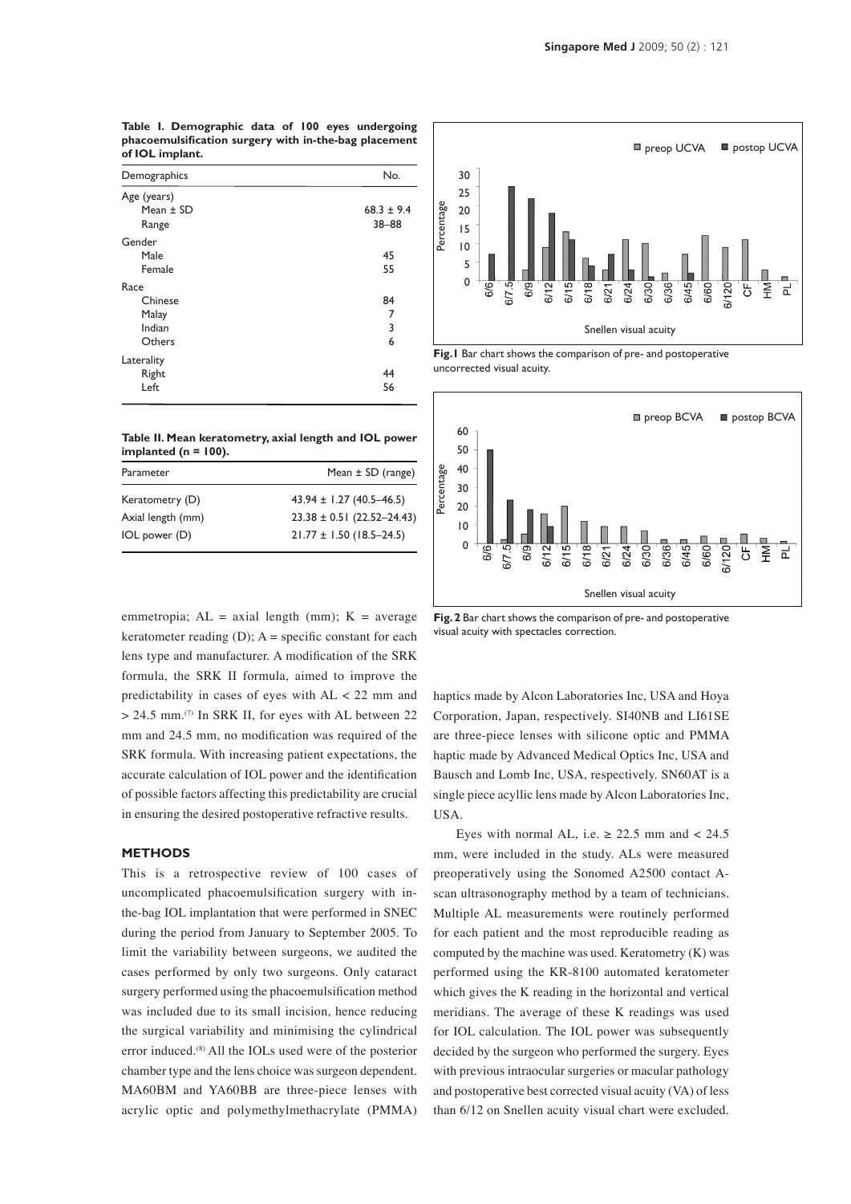**Table I. Demographic data of 100 eyes undergoing phacoemulsification surgery with in-the-bag placement of IOL implant.**

| Demographics | No. |
|---|---|
| Age (years) | |
| Mean ± SD | 68.3 ± 9.4 |
| Range | 38–88 |
| Gender | |
| Male | 45 |
| Female | 55 |
| Race | |
| Chinese | 84 |
| Malay | 7 |
| Indian | 3 |
| Others | 6 |
| Laterality | |
| Right | 44 |
| Left | 56 |

**Table II. Mean keratometry, axial length and IOL power implanted (n = 100).**

| Parameter | Mean ± SD (range) |
|---|---|
| Keratometry (D) | 43.94 ± 1.27 (40.5–46.5) |
| Axial length (mm) | 23.38 ± 0.51 (22.52–24.43) |
| IOL power (D) | 21.77 ± 1.50 (18.5–24.5) |

emmetropia; AL = axial length (mm); K = average keratometer reading (D); A = specific constant for each lens type and manufacturer. A modification of the SRK formula, the SRK II formula, aimed to improve the predictability in cases of eyes with AL < 22 mm and > 24.5 mm.[7] In SRK II, for eyes with AL between 22 mm and 24.5 mm, no modification was required of the SRK formula. With increasing patient expectations, the accurate calculation of IOL power and the identification of possible factors affecting this predictability are crucial in ensuring the desired postoperative refractive results.

## METHODS

This is a retrospective review of 100 cases of uncomplicated phacoemulsification surgery with in-the-bag IOL implantation that were performed in SNEC during the period from January to September 2005. To limit the variability between surgeons, we audited the cases performed by only two surgeons. Only cataract surgery performed using the phacoemulsification method was included due to its small incision, hence reducing the surgical variability and minimising the cylindrical error induced.[8] All the IOLs used were of the posterior chamber type and the lens choice was surgeon dependent. MA60BM and YA60BB are three-piece lenses with acrylic optic and polymethylmethacrylate (PMMA) haptics made by Alcon Laboratories Inc, USA and Hoya Corporation, Japan, respectively. SI40NB and LI61SE are three-piece lenses with silicone optic and PMMA haptic made by Advanced Medical Optics Inc, USA and Bausch and Lomb Inc, USA, respectively. SN60AT is a single piece acyllic lens made by Alcon Laboratories Inc, USA.

Eyes with normal AL, i.e. ≥ 22.5 mm and < 24.5 mm, were included in the study. ALs were measured preoperatively using the Sonomed A2500 contact A-scan ultrasonography method by a team of technicians. Multiple AL measurements were routinely performed for each patient and the most reproducible reading as computed by the machine was used. Keratometry (K) was performed using the KR-8100 automated keratometer which gives the K reading in the horizontal and vertical meridians. The average of these K readings was used for IOL calculation. The IOL power was subsequently decided by the surgeon who performed the surgery. Eyes with previous intraocular surgeries or macular pathology and postoperative best corrected visual acuity (VA) of less than 6/12 on Snellen acuity visual chart were excluded.

**Fig. 1** Bar chart shows the comparison of pre- and postoperative uncorrected visual acuity.

**Fig. 2** Bar chart shows the comparison of pre- and postoperative visual acuity with spectacles correction.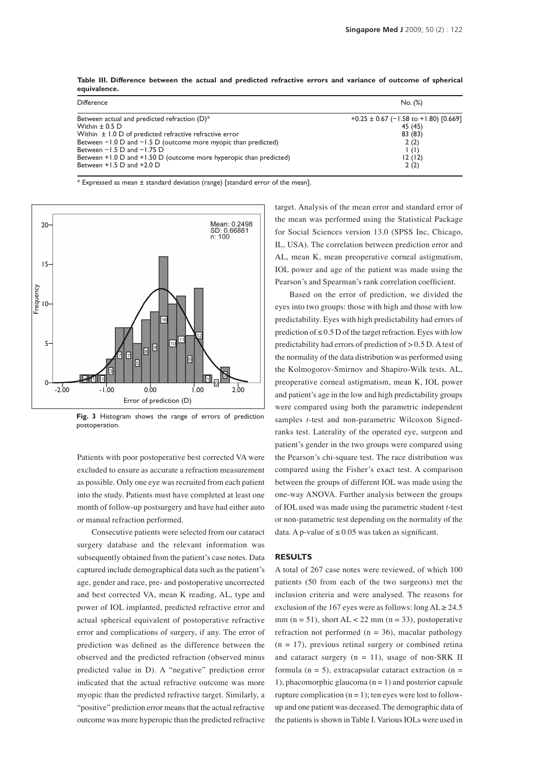**Table III. Difference between the actual and predicted refractive errors and variance of outcome of spherical equivalence.**

| Difference | No. (%) |
|---|---|
| Between actual and predicted refraction (D)* | +0.25 ± 0.67 (−1.58 to +1.80) [0.669] |
| Within ± 0.5 D | 45 (45) |
| Within ± 1.0 D of predicted refractive refractive error | 83 (83) |
| Between −1.0 D and −1.5 D (outcome more myopic than predicted) | 2 (2) |
| Between −1.5 D and −1.75 D | 1 (1) |
| Between +1.0 D and +1.50 D (outcome more hyperopic than predicted) | 12 (12) |
| Between +1.5 D and +2.0 D | 2 (2) |

\* Expressed as mean ± standard deviation (range) [standard error of the mean].

**Fig. 3** Histogram shows the range of errors of prediction postoperation.

Patients with poor postoperative best corrected VA were excluded to ensure as accurate a refraction measurement as possible. Only one eye was recruited from each patient into the study. Patients must have completed at least one month of follow-up postsurgery and have had either auto or manual refraction performed.

Consecutive patients were selected from our cataract surgery database and the relevant information was subsequently obtained from the patient's case notes. Data captured include demographical data such as the patient's age, gender and race, pre- and postoperative uncorrected and best corrected VA, mean K reading, AL, type and power of IOL implanted, predicted refractive error and actual spherical equivalent of postoperative refractive error and complications of surgery, if any. The error of prediction was defined as the difference between the observed and the predicted refraction (observed minus predicted value in D). A "negative" prediction error indicated that the actual refractive outcome was more myopic than the predicted refractive target. Similarly, a "positive" prediction error means that the actual refractive outcome was more hyperopic than the predicted refractive target. Analysis of the mean error and standard error of the mean was performed using the Statistical Package for Social Sciences version 13.0 (SPSS Inc, Chicago, IL, USA). The correlation between prediction error and AL, mean K, mean preoperative corneal astigmatism, IOL power and age of the patient was made using the Pearson's and Spearman's rank correlation coefficient.

Based on the error of prediction, we divided the eyes into two groups: those with high and those with low predictability. Eyes with high predictability had errors of prediction of ≤ 0.5 D of the target refraction. Eyes with low predictability had errors of prediction of > 0.5 D. A test of the normality of the data distribution was performed using the Kolmogorov-Smirnov and Shapiro-Wilk tests. AL, preoperative corneal astigmatism, mean K, IOL power and patient's age in the low and high predictability groups were compared using both the parametric independent samples *t*-test and non-parametric Wilcoxon Signed-ranks test. Laterality of the operated eye, surgeon and patient's gender in the two groups were compared using the Pearson's chi-square test. The race distribution was compared using the Fisher's exact test. A comparison between the groups of different IOL was made using the one-way ANOVA. Further analysis between the groups of IOL used was made using the parametric student *t*-test or non-parametric test depending on the normality of the data. A p-value of ≤ 0.05 was taken as significant.

## RESULTS

A total of 267 case notes were reviewed, of which 100 patients (50 from each of the two surgeons) met the inclusion criteria and were analysed. The reasons for exclusion of the 167 eyes were as follows: long AL ≥ 24.5 mm (n = 51), short AL < 22 mm (n = 33), postoperative refraction not performed (n = 36), macular pathology (n = 17), previous retinal surgery or combined retina and cataract surgery (n = 11), usage of non-SRK II formula (n = 5), extracapsular cataract extraction (n = 1), phacomorphic glaucoma (n = 1) and posterior capsule rupture complication (n = 1); ten eyes were lost to follow-up and one patient was deceased. The demographic data of the patients is shown in Table I. Various IOLs were used in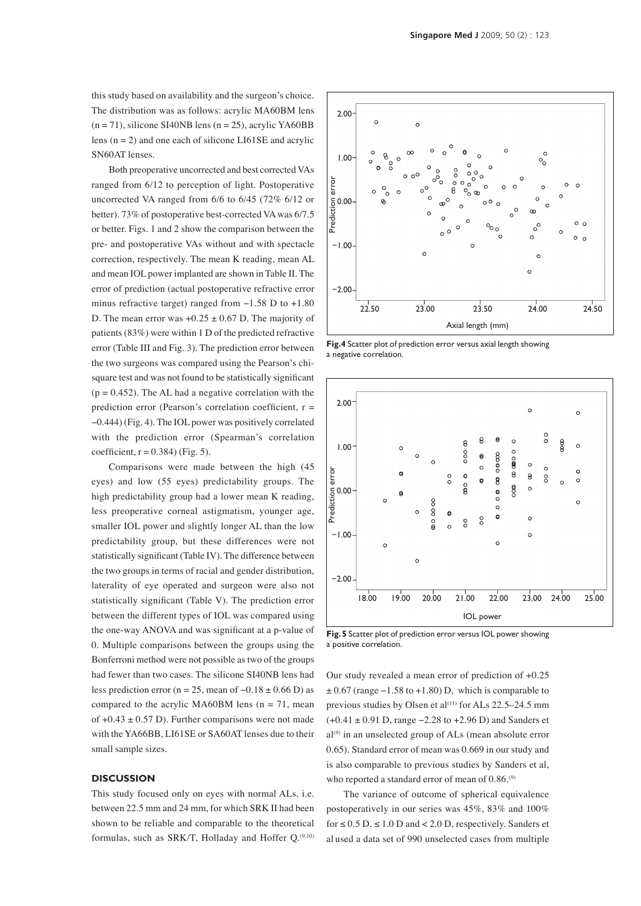this study based on availability and the surgeon's choice. The distribution was as follows: acrylic MA60BM lens (n = 71), silicone SI40NB lens (n = 25), acrylic YA60BB lens (n = 2) and one each of silicone LI61SE and acrylic SN60AT lenses.

Both preoperative uncorrected and best corrected VAs ranged from 6/12 to perception of light. Postoperative uncorrected VA ranged from 6/6 to 6/45 (72% 6/12 or better). 73% of postoperative best-corrected VA was 6/7.5 or better. Figs. 1 and 2 show the comparison between the pre- and postoperative VAs without and with spectacle correction, respectively. The mean K reading, mean AL and mean IOL power implanted are shown in Table II. The error of prediction (actual postoperative refractive error minus refractive target) ranged from −1.58 D to +1.80 D. The mean error was +0.25 ± 0.67 D. The majority of patients (83%) were within 1 D of the predicted refractive error (Table III and Fig. 3). The prediction error between the two surgeons was compared using the Pearson's chi-square test and was not found to be statistically significant ($p = 0.452$). The AL had a negative correlation with the prediction error (Pearson's correlation coefficient, $r = −0.444$) (Fig. 4). The IOL power was positively correlated with the prediction error (Spearman's correlation coefficient, $r = 0.384$) (Fig. 5).

Comparisons were made between the high (45 eyes) and low (55 eyes) predictability groups. The high predictability group had a lower mean K reading, less preoperative corneal astigmatism, younger age, smaller IOL power and slightly longer AL than the low predictability group, but these differences were not statistically significant (Table IV). The difference between the two groups in terms of racial and gender distribution, laterality of eye operated and surgeon were also not statistically significant (Table V). The prediction error between the different types of IOL was compared using the one-way ANOVA and was significant at a p-value of 0. Multiple comparisons between the groups using the Bonferroni method were not possible as two of the groups had fewer than two cases. The silicone SI40NB lens had less prediction error (n = 25, mean of −0.18 ± 0.66 D) as compared to the acrylic MA60BM lens (n = 71, mean of +0.43 ± 0.57 D). Further comparisons were not made with the YA66BB, LI61SE or SA60AT lenses due to their small sample sizes.

**Fig.4** Scatter plot of prediction error versus axial length showing a negative correlation.

**Fig. 5** Scatter plot of prediction error versus IOL power showing a positive correlation.

## DISCUSSION

This study focused only on eyes with normal ALs, i.e. between 22.5 mm and 24 mm, for which SRK II had been shown to be reliable and comparable to the theoretical formulas, such as SRK/T, Holladay and Hoffer Q.[9,10] Our study revealed a mean error of prediction of +0.25 ± 0.67 (range −1.58 to +1.80) D, which is comparable to previous studies by Olsen et al[11] for ALs 22.5–24.5 mm (+0.41 ± 0.91 D, range −2.28 to +2.96 D) and Sanders et al[9] in an unselected group of ALs (mean absolute error 0.65). Standard error of mean was 0.669 in our study and is also comparable to previous studies by Sanders et al, who reported a standard error of mean of 0.86.[9]

The variance of outcome of spherical equivalence postoperatively in our series was 45%, 83% and 100% for ≤ 0.5 D, ≤ 1.0 D and < 2.0 D, respectively. Sanders et al used a data set of 990 unselected cases from multiple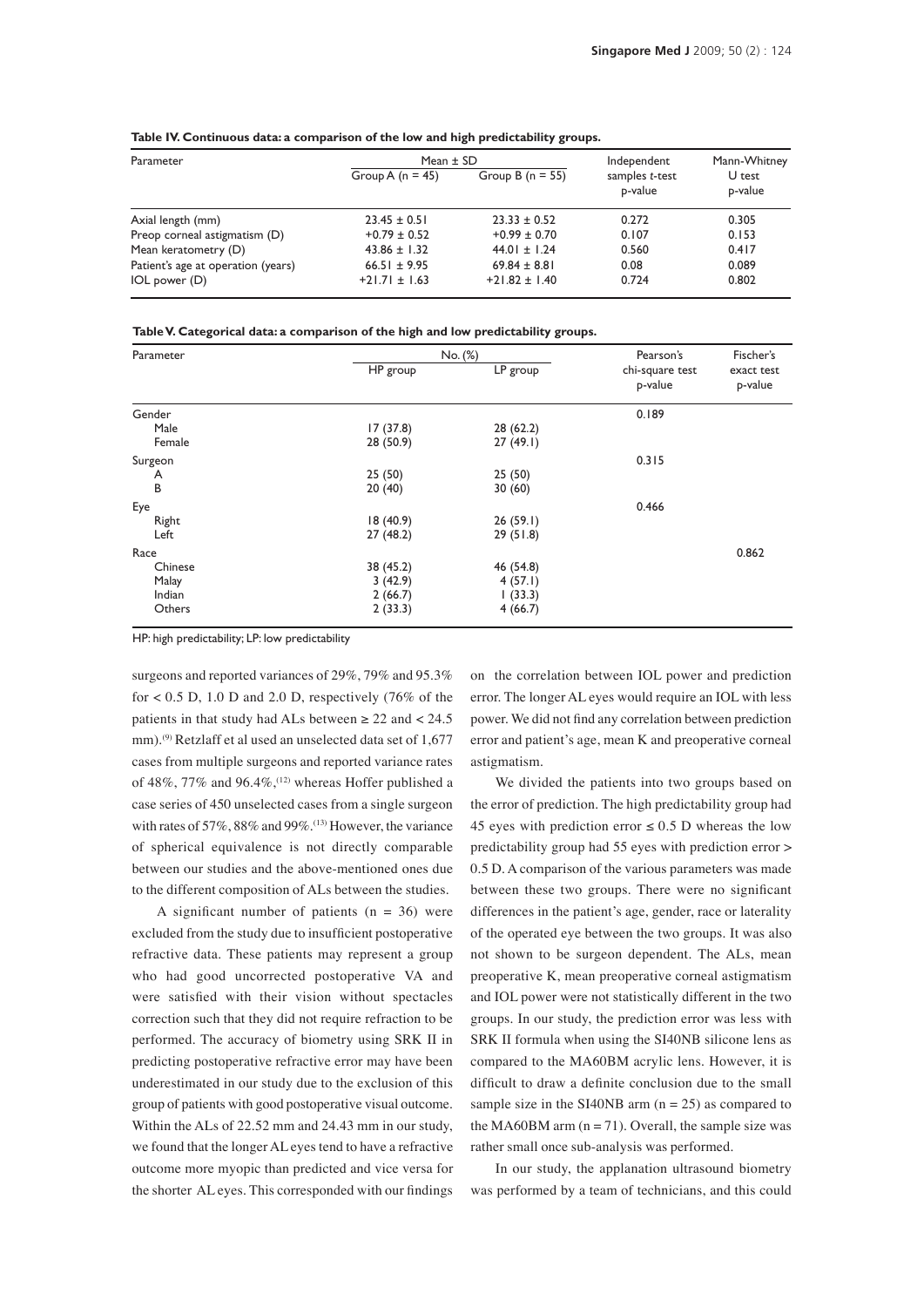**Table IV. Continuous data: a comparison of the low and high predictability groups.**

| Parameter | Mean ± SD | | Independent samples *t*-test p-value | Mann-Whitney U test p-value |
|---|---|---|---|---|
| | Group A (n = 45) | Group B (n = 55) | | |
| Axial length (mm) | 23.45 ± 0.51 | 23.33 ± 0.52 | 0.272 | 0.305 |
| Preop corneal astigmatism (D) | +0.79 ± 0.52 | +0.99 ± 0.70 | 0.107 | 0.153 |
| Mean keratometry (D) | 43.86 ± 1.32 | 44.01 ± 1.24 | 0.560 | 0.417 |
| Patient's age at operation (years) | 66.51 ± 9.95 | 69.84 ± 8.81 | 0.08 | 0.089 |
| IOL power (D) | +21.71 ± 1.63 | +21.82 ± 1.40 | 0.724 | 0.802 |

**Table V. Categorical data: a comparison of the high and low predictability groups.**

| Parameter | No. (%) | | Pearson's chi-square test p-value | Fischer's exact test p-value |
|---|---|---|---|---|
| | HP group | LP group | | |
| Gender | | | 0.189 | |
| Male | 17 (37.8) | 28 (62.2) | | |
| Female | 28 (50.9) | 27 (49.1) | | |
| Surgeon | | | 0.315 | |
| A | 25 (50) | 25 (50) | | |
| B | 20 (40) | 30 (60) | | |
| Eye | | | 0.466 | |
| Right | 18 (40.9) | 26 (59.1) | | |
| Left | 27 (48.2) | 29 (51.8) | | |
| Race | | | | 0.862 |
| Chinese | 38 (45.2) | 46 (54.8) | | |
| Malay | 3 (42.9) | 4 (57.1) | | |
| Indian | 2 (66.7) | 1 (33.3) | | |
| Others | 2 (33.3) | 4 (66.7) | | |

HP: high predictability; LP: low predictability

surgeons and reported variances of 29%, 79% and 95.3% for < 0.5 D, 1.0 D and 2.0 D, respectively (76% of the patients in that study had ALs between ≥ 22 and < 24.5 mm).[9] Retzlaff et al used an unselected data set of 1,677 cases from multiple surgeons and reported variance rates of 48%, 77% and 96.4%,[12] whereas Hoffer published a case series of 450 unselected cases from a single surgeon with rates of 57%, 88% and 99%.[13] However, the variance of spherical equivalence is not directly comparable between our studies and the above-mentioned ones due to the different composition of ALs between the studies.

A significant number of patients (n = 36) were excluded from the study due to insufficient postoperative refractive data. These patients may represent a group who had good uncorrected postoperative VA and were satisfied with their vision without spectacles correction such that they did not require refraction to be performed. The accuracy of biometry using SRK II in predicting postoperative refractive error may have been underestimated in our study due to the exclusion of this group of patients with good postoperative visual outcome. Within the ALs of 22.52 mm and 24.43 mm in our study, we found that the longer AL eyes tend to have a refractive outcome more myopic than predicted and vice versa for the shorter AL eyes. This corresponded with our findings on the correlation between IOL power and prediction error. The longer AL eyes would require an IOL with less power. We did not find any correlation between prediction error and patient's age, mean K and preoperative corneal astigmatism.

We divided the patients into two groups based on the error of prediction. The high predictability group had 45 eyes with prediction error ≤ 0.5 D whereas the low predictability group had 55 eyes with prediction error > 0.5 D. A comparison of the various parameters was made between these two groups. There were no significant differences in the patient's age, gender, race or laterality of the operated eye between the two groups. It was also not shown to be surgeon dependent. The ALs, mean preoperative K, mean preoperative corneal astigmatism and IOL power were not statistically different in the two groups. In our study, the prediction error was less with SRK II formula when using the SI40NB silicone lens as compared to the MA60BM acrylic lens. However, it is difficult to draw a definite conclusion due to the small sample size in the SI40NB arm (n = 25) as compared to the MA60BM arm (n = 71). Overall, the sample size was rather small once sub-analysis was performed.

In our study, the applanation ultrasound biometry was performed by a team of technicians, and this could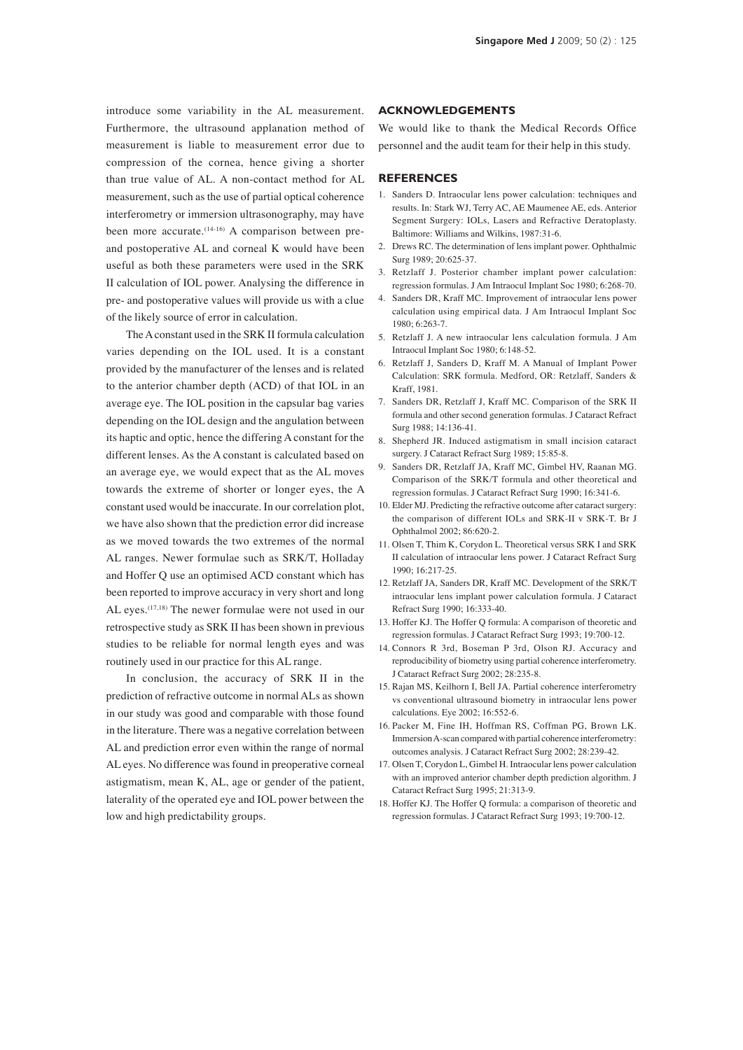introduce some variability in the AL measurement. Furthermore, the ultrasound applanation method of measurement is liable to measurement error due to compression of the cornea, hence giving a shorter than true value of AL. A non-contact method for AL measurement, such as the use of partial optical coherence interferometry or immersion ultrasonography, may have been more accurate.[14-16] A comparison between pre- and postoperative AL and corneal K would have been useful as both these parameters were used in the SRK II calculation of IOL power. Analysing the difference in pre- and postoperative values will provide us with a clue of the likely source of error in calculation.

The A constant used in the SRK II formula calculation varies depending on the IOL used. It is a constant provided by the manufacturer of the lenses and is related to the anterior chamber depth (ACD) of that IOL in an average eye. The IOL position in the capsular bag varies depending on the IOL design and the angulation between its haptic and optic, hence the differing A constant for the different lenses. As the A constant is calculated based on an average eye, we would expect that as the AL moves towards the extreme of shorter or longer eyes, the A constant used would be inaccurate. In our correlation plot, we have also shown that the prediction error did increase as we moved towards the two extremes of the normal AL ranges. Newer formulae such as SRK/T, Holladay and Hoffer Q use an optimised ACD constant which has been reported to improve accuracy in very short and long AL eyes.[17,18] The newer formulae were not used in our retrospective study as SRK II has been shown in previous studies to be reliable for normal length eyes and was routinely used in our practice for this AL range.

In conclusion, the accuracy of SRK II in the prediction of refractive outcome in normal ALs as shown in our study was good and comparable with those found in the literature. There was a negative correlation between AL and prediction error even within the range of normal AL eyes. No difference was found in preoperative corneal astigmatism, mean K, AL, age or gender of the patient, laterality of the operated eye and IOL power between the low and high predictability groups.

## ACKNOWLEDGEMENTS

We would like to thank the Medical Records Office personnel and the audit team for their help in this study.

## REFERENCES

1. Sanders D. Intraocular lens power calculation: techniques and results. In: Stark WJ, Terry AC, AE Maumenee AE, eds. Anterior Segment Surgery: IOLs, Lasers and Refractive Deratoplasty. Baltimore: Williams and Wilkins, 1987:31-6.
2. Drews RC. The determination of lens implant power. Ophthalmic Surg 1989; 20:625-37.
3. Retzlaff J. Posterior chamber implant power calculation: regression formulas. J Am Intraocul Implant Soc 1980; 6:268-70.
4. Sanders DR, Kraff MC. Improvement of intraocular lens power calculation using empirical data. J Am Intraocul Implant Soc 1980; 6:263-7.
5. Retzlaff J. A new intraocular lens calculation formula. J Am Intraocul Implant Soc 1980; 6:148-52.
6. Retzlaff J, Sanders D, Kraff M. A Manual of Implant Power Calculation: SRK formula. Medford, OR: Retzlaff, Sanders & Kraff, 1981.
7. Sanders DR, Retzlaff J, Kraff MC. Comparison of the SRK II formula and other second generation formulas. J Cataract Refract Surg 1988; 14:136-41.
8. Shepherd JR. Induced astigmatism in small incision cataract surgery. J Cataract Refract Surg 1989; 15:85-8.
9. Sanders DR, Retzlaff JA, Kraff MC, Gimbel HV, Raanan MG. Comparison of the SRK/T formula and other theoretical and regression formulas. J Cataract Refract Surg 1990; 16:341-6.
10. Elder MJ. Predicting the refractive outcome after cataract surgery: the comparison of different IOLs and SRK-II v SRK-T. Br J Ophthalmol 2002; 86:620-2.
11. Olsen T, Thim K, Corydon L. Theoretical versus SRK I and SRK II calculation of intraocular lens power. J Cataract Refract Surg 1990; 16:217-25.
12. Retzlaff JA, Sanders DR, Kraff MC. Development of the SRK/T intraocular lens implant power calculation formula. J Cataract Refract Surg 1990; 16:333-40.
13. Hoffer KJ. The Hoffer Q formula: A comparison of theoretic and regression formulas. J Cataract Refract Surg 1993; 19:700-12.
14. Connors R 3rd, Boseman P 3rd, Olson RJ. Accuracy and reproducibility of biometry using partial coherence interferometry. J Cataract Refract Surg 2002; 28:235-8.
15. Rajan MS, Keilhorn I, Bell JA. Partial coherence interferometry vs conventional ultrasound biometry in intraocular lens power calculations. Eye 2002; 16:552-6.
16. Packer M, Fine IH, Hoffman RS, Coffman PG, Brown LK. Immersion A-scan compared with partial coherence interferometry: outcomes analysis. J Cataract Refract Surg 2002; 28:239-42.
17. Olsen T, Corydon L, Gimbel H. Intraocular lens power calculation with an improved anterior chamber depth prediction algorithm. J Cataract Refract Surg 1995; 21:313-9.
18. Hoffer KJ. The Hoffer Q formula: a comparison of theoretic and regression formulas. J Cataract Refract Surg 1993; 19:700-12.